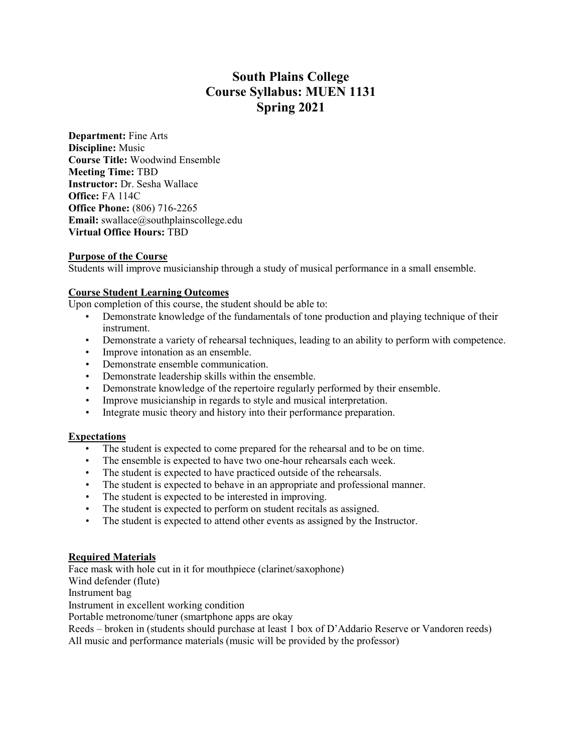# South Plains College
# Course Syllabus: MUEN 1131
# Spring 2021

**Department:** Fine Arts
**Discipline:** Music
**Course Title:** Woodwind Ensemble
**Meeting Time:** TBD
**Instructor:** Dr. Sesha Wallace
**Office:** FA 114C
**Office Phone:** (806) 716-2265
**Email:** swallace@southplainscollege.edu
**Virtual Office Hours:** TBD

## Purpose of the Course

Students will improve musicianship through a study of musical performance in a small ensemble.

## Course Student Learning Outcomes

Upon completion of this course, the student should be able to:

- Demonstrate knowledge of the fundamentals of tone production and playing technique of their instrument.
- Demonstrate a variety of rehearsal techniques, leading to an ability to perform with competence.
- Improve intonation as an ensemble.
- Demonstrate ensemble communication.
- Demonstrate leadership skills within the ensemble.
- Demonstrate knowledge of the repertoire regularly performed by their ensemble.
- Improve musicianship in regards to style and musical interpretation.
- Integrate music theory and history into their performance preparation.

## Expectations

- The student is expected to come prepared for the rehearsal and to be on time.
- The ensemble is expected to have two one-hour rehearsals each week.
- The student is expected to have practiced outside of the rehearsals.
- The student is expected to behave in an appropriate and professional manner.
- The student is expected to be interested in improving.
- The student is expected to perform on student recitals as assigned.
- The student is expected to attend other events as assigned by the Instructor.

## Required Materials

Face mask with hole cut in it for mouthpiece (clarinet/saxophone)
Wind defender (flute)
Instrument bag
Instrument in excellent working condition
Portable metronome/tuner (smartphone apps are okay
Reeds – broken in (students should purchase at least 1 box of D'Addario Reserve or Vandoren reeds)
All music and performance materials (music will be provided by the professor)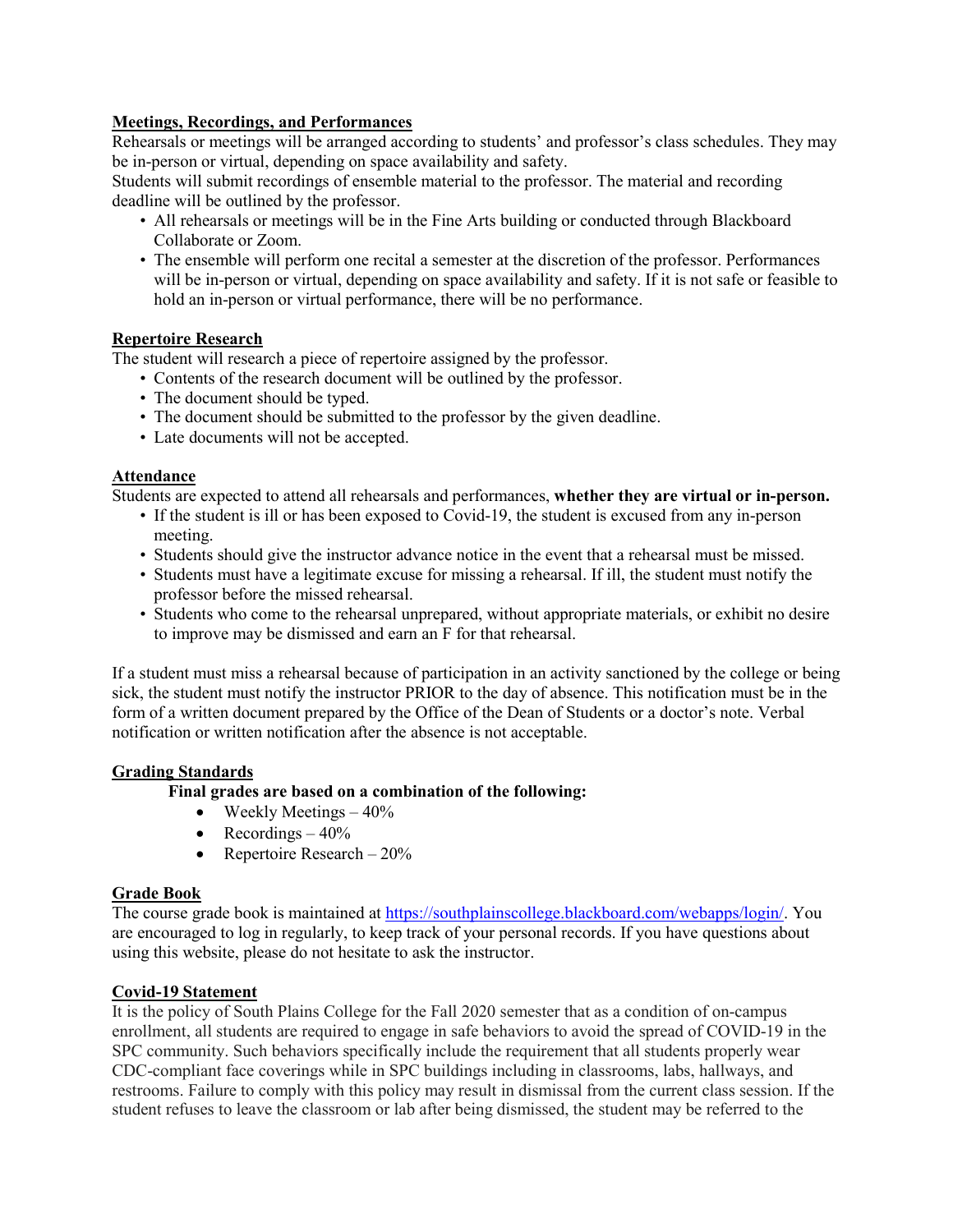## Meetings, Recordings, and Performances

Rehearsals or meetings will be arranged according to students' and professor's class schedules. They may be in-person or virtual, depending on space availability and safety.

Students will submit recordings of ensemble material to the professor. The material and recording deadline will be outlined by the professor.

- All rehearsals or meetings will be in the Fine Arts building or conducted through Blackboard Collaborate or Zoom.
- The ensemble will perform one recital a semester at the discretion of the professor. Performances will be in-person or virtual, depending on space availability and safety. If it is not safe or feasible to hold an in-person or virtual performance, there will be no performance.

## Repertoire Research

The student will research a piece of repertoire assigned by the professor.

- Contents of the research document will be outlined by the professor.
- The document should be typed.
- The document should be submitted to the professor by the given deadline.
- Late documents will not be accepted.

## Attendance

Students are expected to attend all rehearsals and performances, **whether they are virtual or in-person.**

- If the student is ill or has been exposed to Covid-19, the student is excused from any in-person meeting.
- Students should give the instructor advance notice in the event that a rehearsal must be missed.
- Students must have a legitimate excuse for missing a rehearsal. If ill, the student must notify the professor before the missed rehearsal.
- Students who come to the rehearsal unprepared, without appropriate materials, or exhibit no desire to improve may be dismissed and earn an F for that rehearsal.

If a student must miss a rehearsal because of participation in an activity sanctioned by the college or being sick, the student must notify the instructor PRIOR to the day of absence. This notification must be in the form of a written document prepared by the Office of the Dean of Students or a doctor's note. Verbal notification or written notification after the absence is not acceptable.

## Grading Standards

**Final grades are based on a combination of the following:**

- Weekly Meetings – 40%
- Recordings – 40%
- Repertoire Research – 20%

## Grade Book

The course grade book is maintained at https://southplainscollege.blackboard.com/webapps/login/. You are encouraged to log in regularly, to keep track of your personal records. If you have questions about using this website, please do not hesitate to ask the instructor.

## Covid-19 Statement

It is the policy of South Plains College for the Fall 2020 semester that as a condition of on-campus enrollment, all students are required to engage in safe behaviors to avoid the spread of COVID-19 in the SPC community. Such behaviors specifically include the requirement that all students properly wear CDC-compliant face coverings while in SPC buildings including in classrooms, labs, hallways, and restrooms. Failure to comply with this policy may result in dismissal from the current class session. If the student refuses to leave the classroom or lab after being dismissed, the student may be referred to the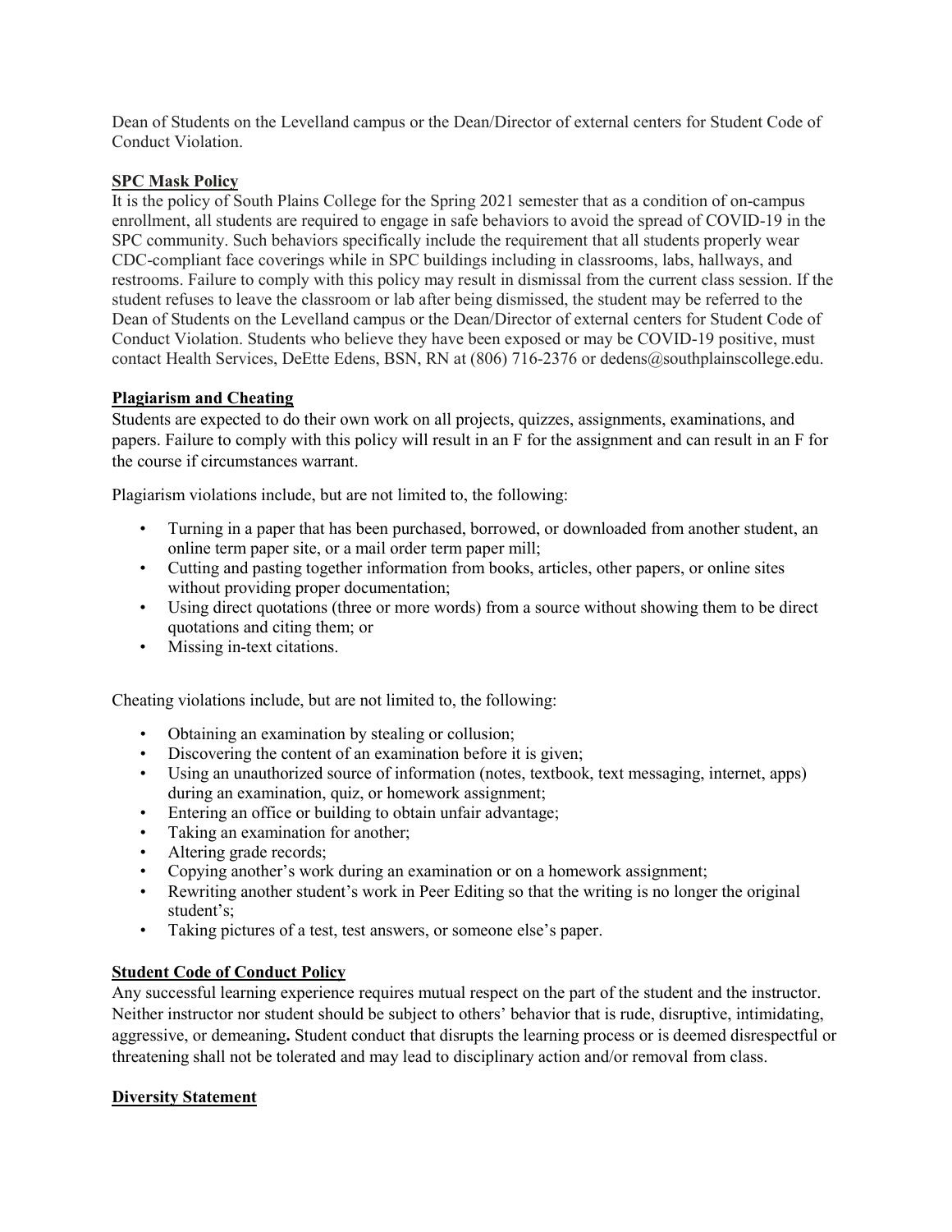Dean of Students on the Levelland campus or the Dean/Director of external centers for Student Code of Conduct Violation.

**SPC Mask Policy**

It is the policy of South Plains College for the Spring 2021 semester that as a condition of on-campus enrollment, all students are required to engage in safe behaviors to avoid the spread of COVID-19 in the SPC community. Such behaviors specifically include the requirement that all students properly wear CDC-compliant face coverings while in SPC buildings including in classrooms, labs, hallways, and restrooms. Failure to comply with this policy may result in dismissal from the current class session. If the student refuses to leave the classroom or lab after being dismissed, the student may be referred to the Dean of Students on the Levelland campus or the Dean/Director of external centers for Student Code of Conduct Violation. Students who believe they have been exposed or may be COVID-19 positive, must contact Health Services, DeEtte Edens, BSN, RN at (806) 716-2376 or dedens@southplainscollege.edu.

**Plagiarism and Cheating**

Students are expected to do their own work on all projects, quizzes, assignments, examinations, and papers. Failure to comply with this policy will result in an F for the assignment and can result in an F for the course if circumstances warrant.

Plagiarism violations include, but are not limited to, the following:

- Turning in a paper that has been purchased, borrowed, or downloaded from another student, an online term paper site, or a mail order term paper mill;
- Cutting and pasting together information from books, articles, other papers, or online sites without providing proper documentation;
- Using direct quotations (three or more words) from a source without showing them to be direct quotations and citing them; or
- Missing in-text citations.

Cheating violations include, but are not limited to, the following:

- Obtaining an examination by stealing or collusion;
- Discovering the content of an examination before it is given;
- Using an unauthorized source of information (notes, textbook, text messaging, internet, apps) during an examination, quiz, or homework assignment;
- Entering an office or building to obtain unfair advantage;
- Taking an examination for another;
- Altering grade records;
- Copying another's work during an examination or on a homework assignment;
- Rewriting another student's work in Peer Editing so that the writing is no longer the original student's;
- Taking pictures of a test, test answers, or someone else's paper.

**Student Code of Conduct Policy**

Any successful learning experience requires mutual respect on the part of the student and the instructor. Neither instructor nor student should be subject to others' behavior that is rude, disruptive, intimidating, aggressive, or demeaning**.** Student conduct that disrupts the learning process or is deemed disrespectful or threatening shall not be tolerated and may lead to disciplinary action and/or removal from class.

**Diversity Statement**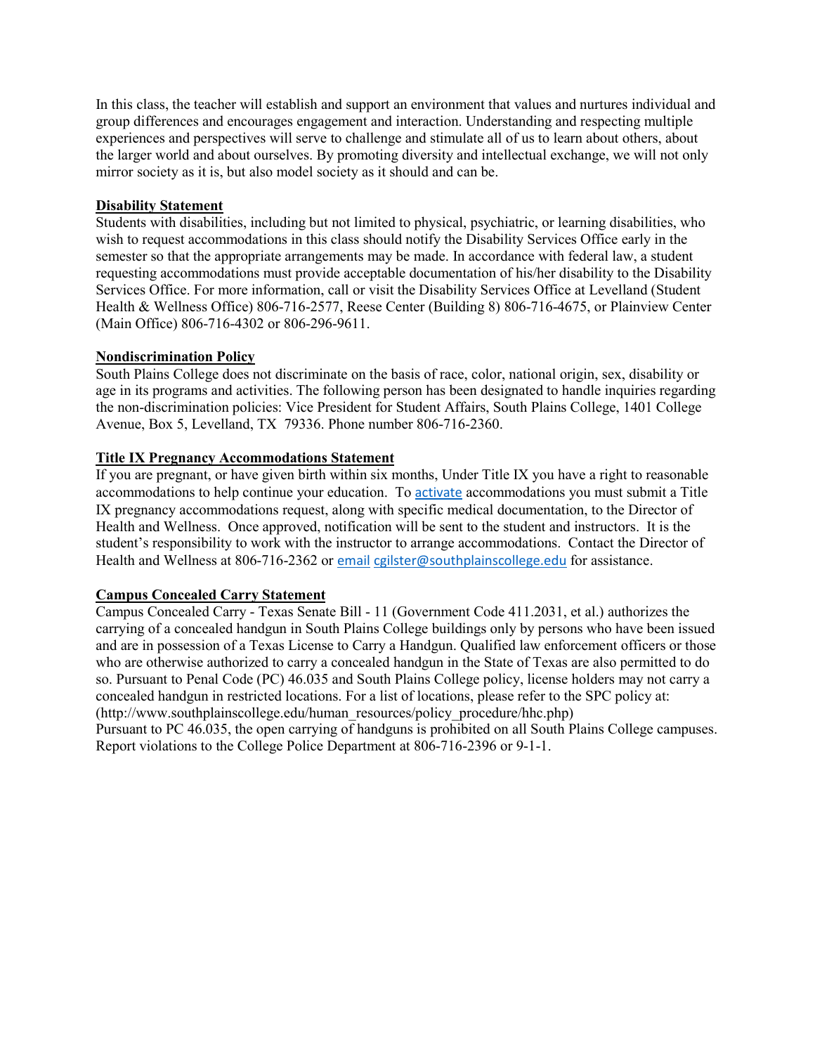In this class, the teacher will establish and support an environment that values and nurtures individual and group differences and encourages engagement and interaction. Understanding and respecting multiple experiences and perspectives will serve to challenge and stimulate all of us to learn about others, about the larger world and about ourselves. By promoting diversity and intellectual exchange, we will not only mirror society as it is, but also model society as it should and can be.

**Disability Statement**

Students with disabilities, including but not limited to physical, psychiatric, or learning disabilities, who wish to request accommodations in this class should notify the Disability Services Office early in the semester so that the appropriate arrangements may be made. In accordance with federal law, a student requesting accommodations must provide acceptable documentation of his/her disability to the Disability Services Office. For more information, call or visit the Disability Services Office at Levelland (Student Health & Wellness Office) 806-716-2577, Reese Center (Building 8) 806-716-4675, or Plainview Center (Main Office) 806-716-4302 or 806-296-9611.

**Nondiscrimination Policy**

South Plains College does not discriminate on the basis of race, color, national origin, sex, disability or age in its programs and activities. The following person has been designated to handle inquiries regarding the non-discrimination policies: Vice President for Student Affairs, South Plains College, 1401 College Avenue, Box 5, Levelland, TX 79336. Phone number 806-716-2360.

**Title IX Pregnancy Accommodations Statement**

If you are pregnant, or have given birth within six months, Under Title IX you have a right to reasonable accommodations to help continue your education. To activate accommodations you must submit a Title IX pregnancy accommodations request, along with specific medical documentation, to the Director of Health and Wellness. Once approved, notification will be sent to the student and instructors. It is the student's responsibility to work with the instructor to arrange accommodations. Contact the Director of Health and Wellness at 806-716-2362 or email cgilster@southplainscollege.edu for assistance.

**Campus Concealed Carry Statement**

Campus Concealed Carry - Texas Senate Bill - 11 (Government Code 411.2031, et al.) authorizes the carrying of a concealed handgun in South Plains College buildings only by persons who have been issued and are in possession of a Texas License to Carry a Handgun. Qualified law enforcement officers or those who are otherwise authorized to carry a concealed handgun in the State of Texas are also permitted to do so. Pursuant to Penal Code (PC) 46.035 and South Plains College policy, license holders may not carry a concealed handgun in restricted locations. For a list of locations, please refer to the SPC policy at: (http://www.southplainscollege.edu/human_resources/policy_procedure/hhc.php)

Pursuant to PC 46.035, the open carrying of handguns is prohibited on all South Plains College campuses. Report violations to the College Police Department at 806-716-2396 or 9-1-1.